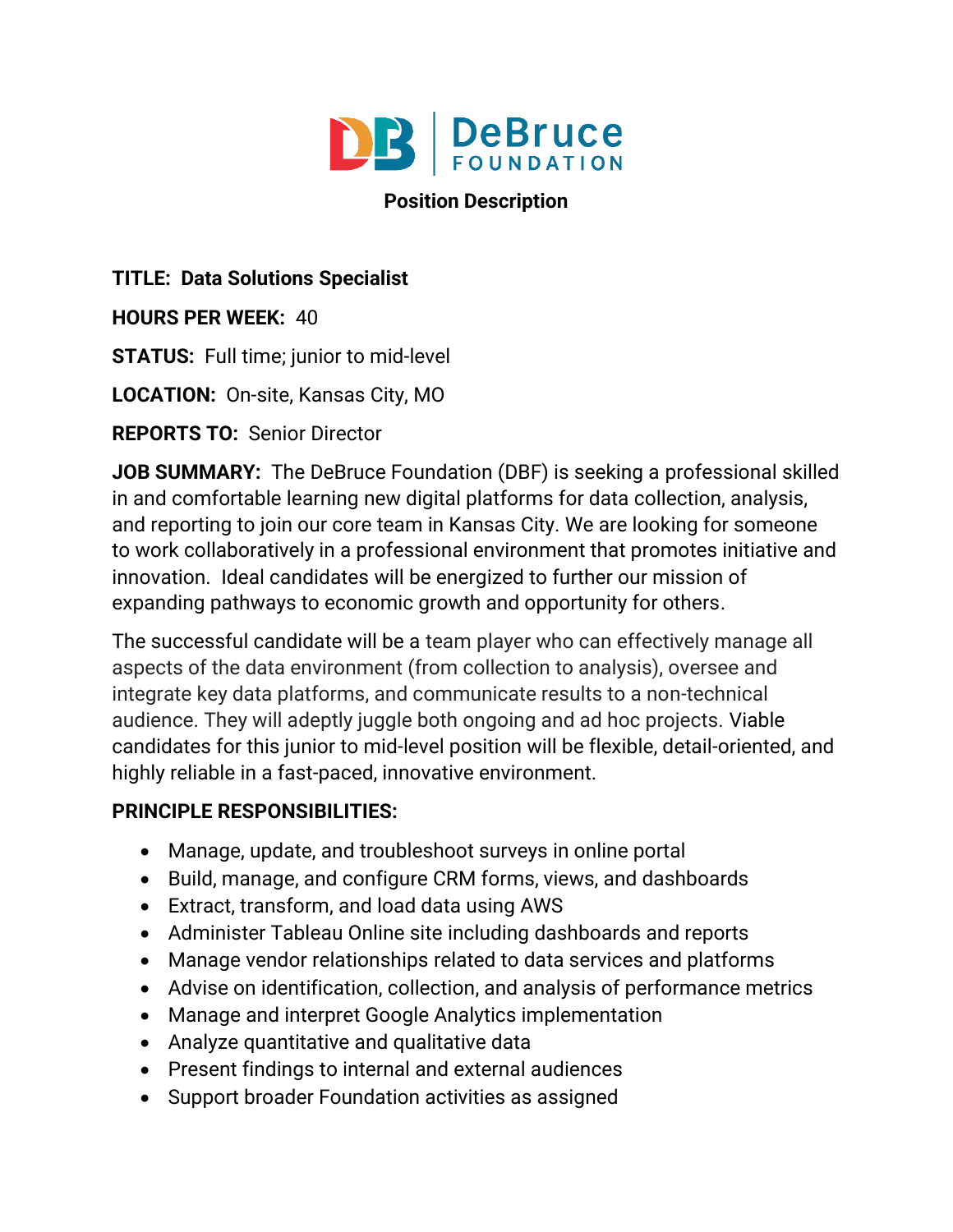DeBruce FOUNDATION

**Position Description**

**TITLE: Data Solutions Specialist**

**HOURS PER WEEK:** 40

**STATUS:** Full time; junior to mid-level

**LOCATION:** On-site, Kansas City, MO

**REPORTS TO:** Senior Director

**JOB SUMMARY:** The DeBruce Foundation (DBF) is seeking a professional skilled in and comfortable learning new digital platforms for data collection, analysis, and reporting to join our core team in Kansas City. We are looking for someone to work collaboratively in a professional environment that promotes initiative and innovation. Ideal candidates will be energized to further our mission of expanding pathways to economic growth and opportunity for others.

The successful candidate will be a team player who can effectively manage all aspects of the data environment (from collection to analysis), oversee and integrate key data platforms, and communicate results to a non-technical audience. They will adeptly juggle both ongoing and ad hoc projects. Viable candidates for this junior to mid-level position will be flexible, detail-oriented, and highly reliable in a fast-paced, innovative environment.

**PRINCIPLE RESPONSIBILITIES:**

- Manage, update, and troubleshoot surveys in online portal
- Build, manage, and configure CRM forms, views, and dashboards
- Extract, transform, and load data using AWS
- Administer Tableau Online site including dashboards and reports
- Manage vendor relationships related to data services and platforms
- Advise on identification, collection, and analysis of performance metrics
- Manage and interpret Google Analytics implementation
- Analyze quantitative and qualitative data
- Present findings to internal and external audiences
- Support broader Foundation activities as assigned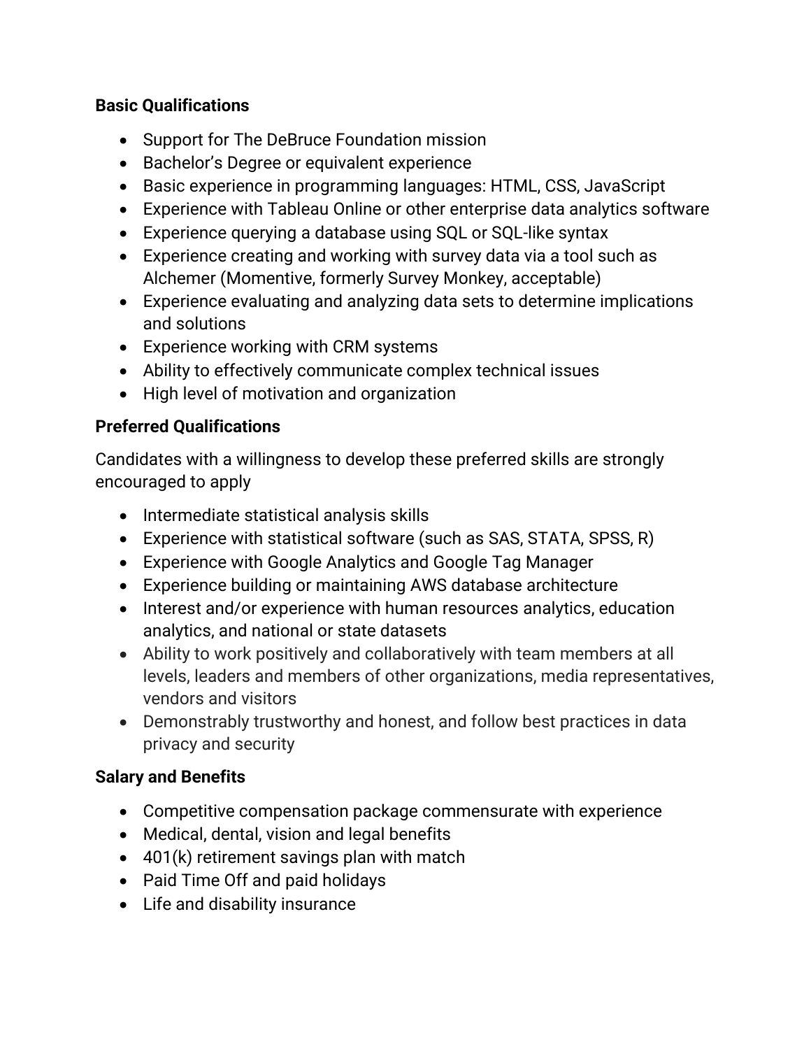**Basic Qualifications**

- Support for The DeBruce Foundation mission
- Bachelor's Degree or equivalent experience
- Basic experience in programming languages: HTML, CSS, JavaScript
- Experience with Tableau Online or other enterprise data analytics software
- Experience querying a database using SQL or SQL-like syntax
- Experience creating and working with survey data via a tool such as Alchemer (Momentive, formerly Survey Monkey, acceptable)
- Experience evaluating and analyzing data sets to determine implications and solutions
- Experience working with CRM systems
- Ability to effectively communicate complex technical issues
- High level of motivation and organization

**Preferred Qualifications**

Candidates with a willingness to develop these preferred skills are strongly encouraged to apply

- Intermediate statistical analysis skills
- Experience with statistical software (such as SAS, STATA, SPSS, R)
- Experience with Google Analytics and Google Tag Manager
- Experience building or maintaining AWS database architecture
- Interest and/or experience with human resources analytics, education analytics, and national or state datasets
- Ability to work positively and collaboratively with team members at all levels, leaders and members of other organizations, media representatives, vendors and visitors
- Demonstrably trustworthy and honest, and follow best practices in data privacy and security

**Salary and Benefits**

- Competitive compensation package commensurate with experience
- Medical, dental, vision and legal benefits
- 401(k) retirement savings plan with match
- Paid Time Off and paid holidays
- Life and disability insurance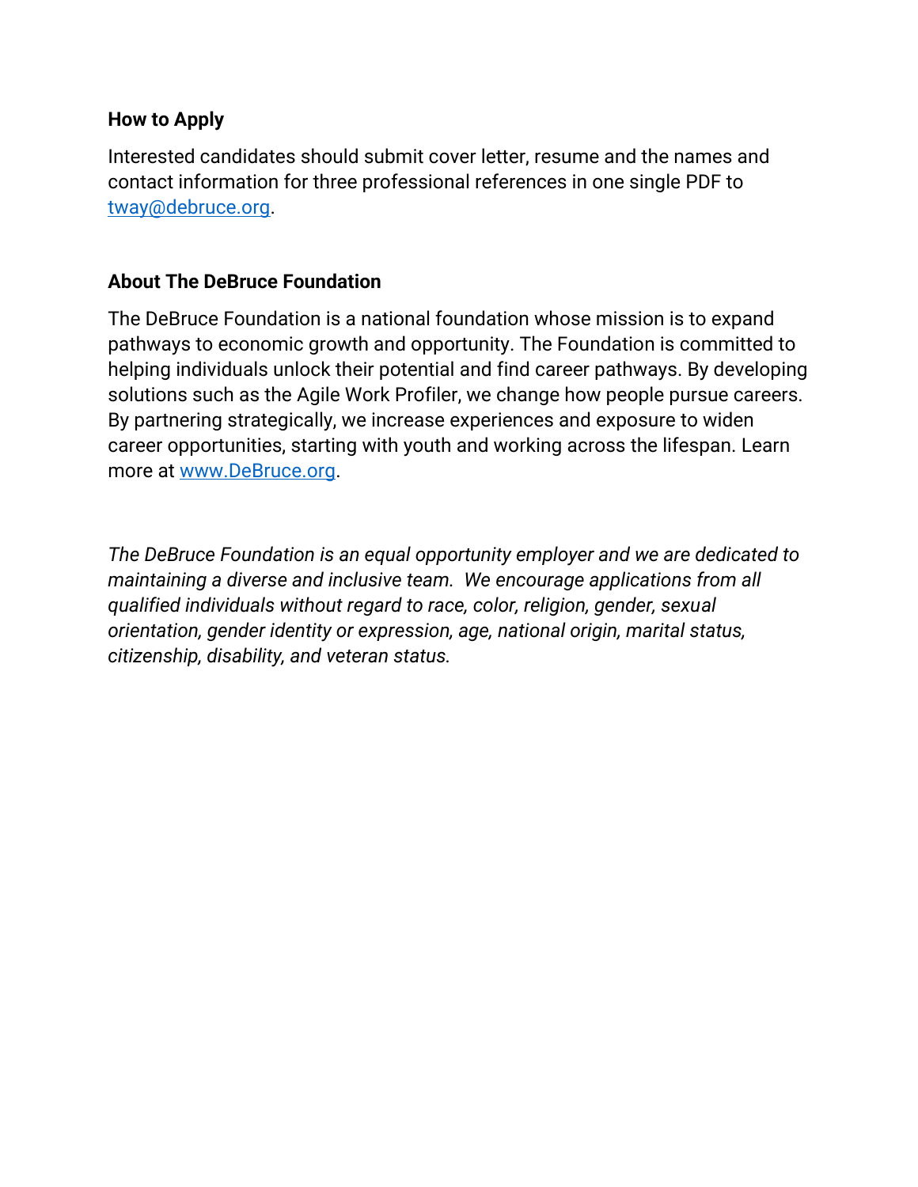**How to Apply**

Interested candidates should submit cover letter, resume and the names and contact information for three professional references in one single PDF to [tway@debruce.org](mailto:tway@debruce.org).

**About The DeBruce Foundation**

The DeBruce Foundation is a national foundation whose mission is to expand pathways to economic growth and opportunity. The Foundation is committed to helping individuals unlock their potential and find career pathways. By developing solutions such as the Agile Work Profiler, we change how people pursue careers. By partnering strategically, we increase experiences and exposure to widen career opportunities, starting with youth and working across the lifespan. Learn more at [www.DeBruce.org](http://www.DeBruce.org).

*The DeBruce Foundation is an equal opportunity employer and we are dedicated to maintaining a diverse and inclusive team. We encourage applications from all qualified individuals without regard to race, color, religion, gender, sexual orientation, gender identity or expression, age, national origin, marital status, citizenship, disability, and veteran status.*